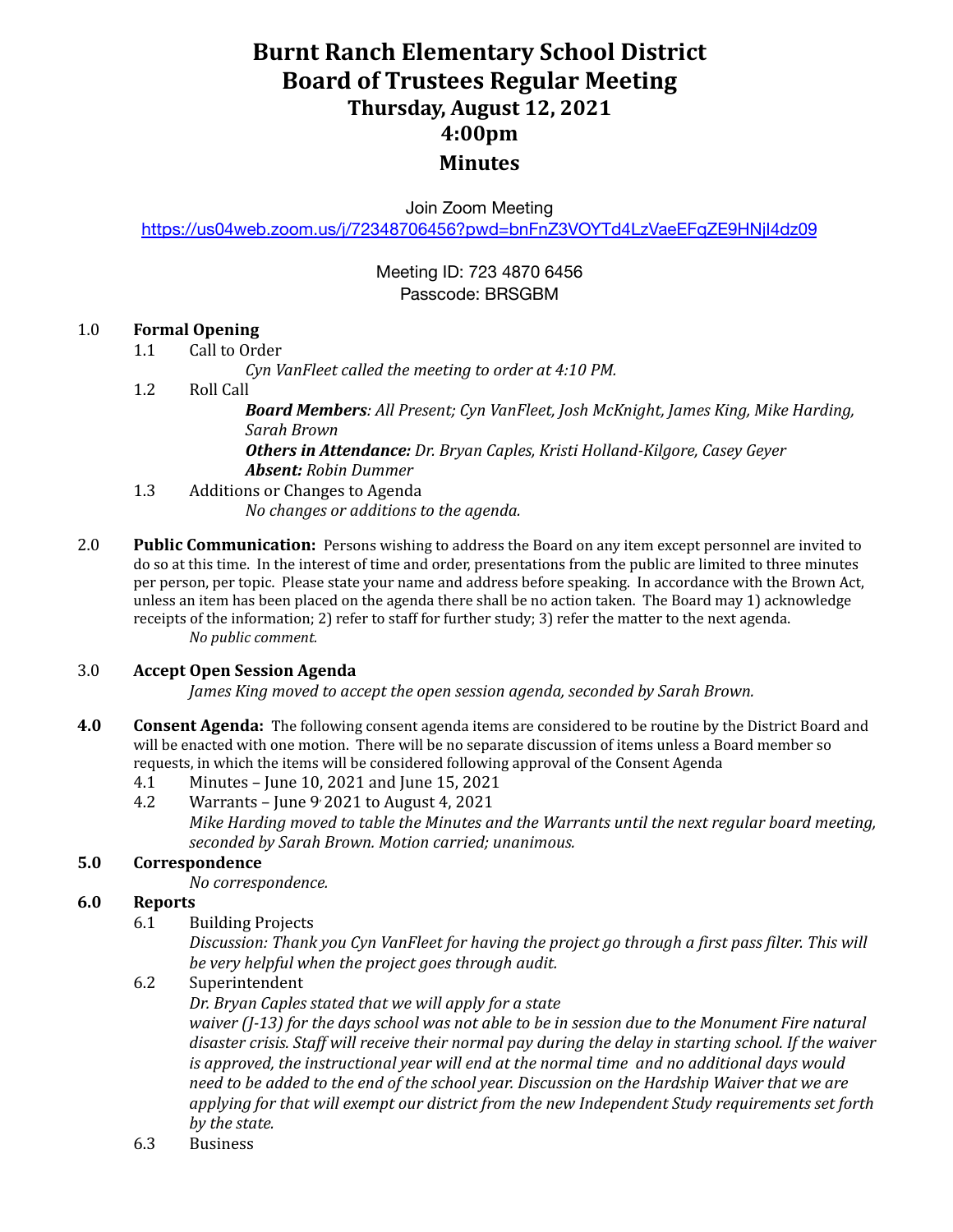# Burnt Ranch Elementary School District
# Board of Trustees Regular Meeting
## Thursday, August 12, 2021
## 4:00pm
## Minutes

Join Zoom Meeting
https://us04web.zoom.us/j/72348706456?pwd=bnFnZ3VOYTd4LzVaeEFqZE9HNjl4dz09

Meeting ID: 723 4870 6456
Passcode: BRSGBM

1.0 **Formal Opening**

1.1 Call to Order

*Cyn VanFleet called the meeting to order at 4:10 PM.*

1.2 Roll Call

***Board Members****: All Present; Cyn VanFleet, Josh McKnight, James King, Mike Harding, Sarah Brown*

***Others in Attendance:*** *Dr. Bryan Caples, Kristi Holland-Kilgore, Casey Geyer*

***Absent:*** *Robin Dummer*

1.3 Additions or Changes to Agenda

*No changes or additions to the agenda.*

2.0 **Public Communication:** Persons wishing to address the Board on any item except personnel are invited to do so at this time. In the interest of time and order, presentations from the public are limited to three minutes per person, per topic. Please state your name and address before speaking. In accordance with the Brown Act, unless an item has been placed on the agenda there shall be no action taken. The Board may 1) acknowledge receipts of the information; 2) refer to staff for further study; 3) refer the matter to the next agenda.

*No public comment.*

3.0 **Accept Open Session Agenda**

*James King moved to accept the open session agenda, seconded by Sarah Brown.*

**4.0** **Consent Agenda:** The following consent agenda items are considered to be routine by the District Board and will be enacted with one motion. There will be no separate discussion of items unless a Board member so requests, in which the items will be considered following approval of the Consent Agenda

4.1 Minutes – June 10, 2021 and June 15, 2021

4.2 Warrants – June 9, 2021 to August 4, 2021

*Mike Harding moved to table the Minutes and the Warrants until the next regular board meeting, seconded by Sarah Brown. Motion carried; unanimous.*

**5.0** **Correspondence**

*No correspondence.*

**6.0** **Reports**

6.1 Building Projects

*Discussion: Thank you Cyn VanFleet for having the project go through a first pass filter. This will be very helpful when the project goes through audit.*

6.2 Superintendent

*Dr. Bryan Caples stated that we will apply for a state waiver (J-13) for the days school was not able to be in session due to the Monument Fire natural disaster crisis. Staff will receive their normal pay during the delay in starting school. If the waiver is approved, the instructional year will end at the normal time and no additional days would need to be added to the end of the school year. Discussion on the Hardship Waiver that we are applying for that will exempt our district from the new Independent Study requirements set forth by the state.*

6.3 Business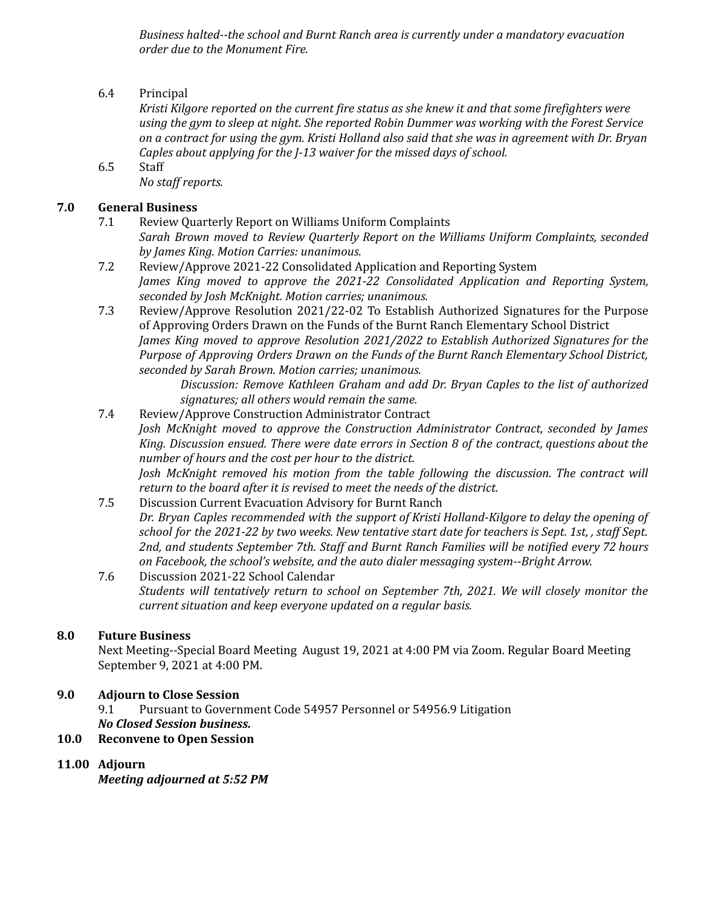*Business halted--the school and Burnt Ranch area is currently under a mandatory evacuation order due to the Monument Fire.*

6.4 Principal

*Kristi Kilgore reported on the current fire status as she knew it and that some firefighters were using the gym to sleep at night. She reported Robin Dummer was working with the Forest Service on a contract for using the gym. Kristi Holland also said that she was in agreement with Dr. Bryan Caples about applying for the J-13 waiver for the missed days of school.*

6.5 Staff

*No staff reports.*

## 7.0 General Business

7.1 Review Quarterly Report on Williams Uniform Complaints

*Sarah Brown moved to Review Quarterly Report on the Williams Uniform Complaints, seconded by James King. Motion Carries: unanimous.*

7.2 Review/Approve 2021-22 Consolidated Application and Reporting System

*James King moved to approve the 2021-22 Consolidated Application and Reporting System, seconded by Josh McKnight. Motion carries; unanimous.*

7.3 Review/Approve Resolution 2021/22-02 To Establish Authorized Signatures for the Purpose of Approving Orders Drawn on the Funds of the Burnt Ranch Elementary School District

*James King moved to approve Resolution 2021/2022 to Establish Authorized Signatures for the Purpose of Approving Orders Drawn on the Funds of the Burnt Ranch Elementary School District, seconded by Sarah Brown. Motion carries; unanimous.*

*Discussion: Remove Kathleen Graham and add Dr. Bryan Caples to the list of authorized signatures; all others would remain the same.*

7.4 Review/Approve Construction Administrator Contract

*Josh McKnight moved to approve the Construction Administrator Contract, seconded by James King. Discussion ensued. There were date errors in Section 8 of the contract, questions about the number of hours and the cost per hour to the district.*

*Josh McKnight removed his motion from the table following the discussion. The contract will return to the board after it is revised to meet the needs of the district.*

7.5 Discussion Current Evacuation Advisory for Burnt Ranch

*Dr. Bryan Caples recommended with the support of Kristi Holland-Kilgore to delay the opening of school for the 2021-22 by two weeks. New tentative start date for teachers is Sept. 1st, , staff Sept. 2nd, and students September 7th. Staff and Burnt Ranch Families will be notified every 72 hours on Facebook, the school's website, and the auto dialer messaging system--Bright Arrow.*

7.6 Discussion 2021-22 School Calendar

*Students will tentatively return to school on September 7th, 2021. We will closely monitor the current situation and keep everyone updated on a regular basis.*

## 8.0 Future Business

Next Meeting--Special Board Meeting August 19, 2021 at 4:00 PM via Zoom. Regular Board Meeting September 9, 2021 at 4:00 PM.

## 9.0 Adjourn to Close Session

9.1 Pursuant to Government Code 54957 Personnel or 54956.9 Litigation

***No Closed Session business.***

## 10.0 Reconvene to Open Session

## 11.00 Adjourn

***Meeting adjourned at 5:52 PM***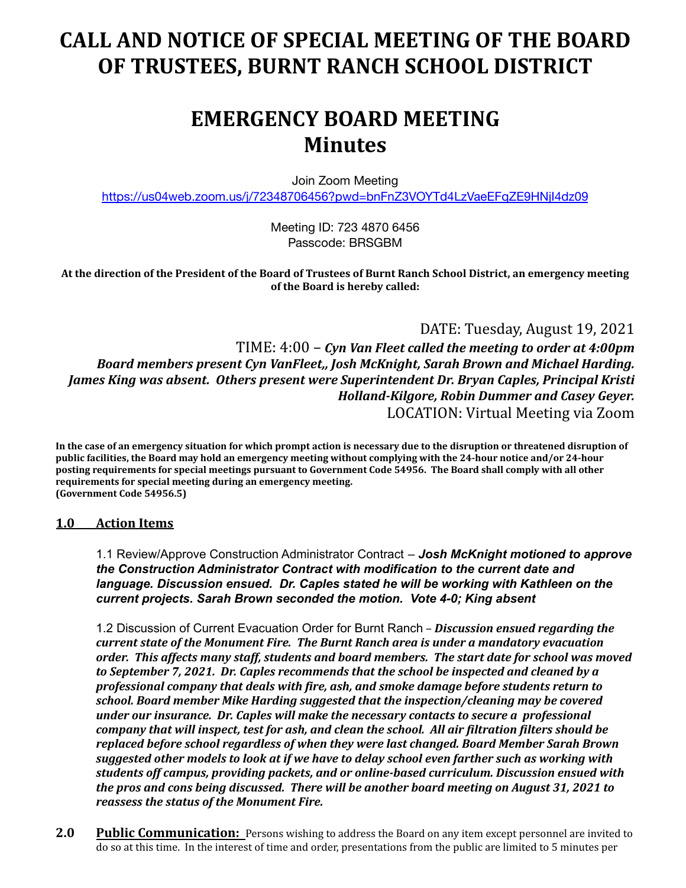# CALL AND NOTICE OF SPECIAL MEETING OF THE BOARD OF TRUSTEES, BURNT RANCH SCHOOL DISTRICT

# EMERGENCY BOARD MEETING
# Minutes

Join Zoom Meeting
https://us04web.zoom.us/j/72348706456?pwd=bnFnZ3VOYTd4LzVaeEFqZE9HNjl4dz09

Meeting ID: 723 4870 6456
Passcode: BRSGBM

**At the direction of the President of the Board of Trustees of Burnt Ranch School District, an emergency meeting of the Board is hereby called:**

DATE: Tuesday, August 19, 2021
TIME: 4:00 – ***Cyn Van Fleet called the meeting to order at 4:00pm***
***Board members present Cyn VanFleet,, Josh McKnight, Sarah Brown and Michael Harding. James King was absent. Others present were Superintendent Dr. Bryan Caples, Principal Kristi Holland-Kilgore, Robin Dummer and Casey Geyer.***
LOCATION: Virtual Meeting via Zoom

**In the case of an emergency situation for which prompt action is necessary due to the disruption or threatened disruption of public facilities, the Board may hold an emergency meeting without complying with the 24-hour notice and/or 24-hour posting requirements for special meetings pursuant to Government Code 54956. The Board shall comply with all other requirements for special meeting during an emergency meeting.**
**(Government Code 54956.5)**

## 1.0 Action Items

1.1 Review/Approve Construction Administrator Contract – ***Josh McKnight motioned to approve the Construction Administrator Contract with modification to the current date and language. Discussion ensued. Dr. Caples stated he will be working with Kathleen on the current projects. Sarah Brown seconded the motion. Vote 4-0; King absent***

1.2 Discussion of Current Evacuation Order for Burnt Ranch – ***Discussion ensued regarding the current state of the Monument Fire. The Burnt Ranch area is under a mandatory evacuation order. This affects many staff, students and board members. The start date for school was moved to September 7, 2021. Dr. Caples recommends that the school be inspected and cleaned by a professional company that deals with fire, ash, and smoke damage before students return to school. Board member Mike Harding suggested that the inspection/cleaning may be covered under our insurance. Dr. Caples will make the necessary contacts to secure a professional company that will inspect, test for ash, and clean the school. All air filtration filters should be replaced before school regardless of when they were last changed. Board Member Sarah Brown suggested other models to look at if we have to delay school even farther such as working with students off campus, providing packets, and or online-based curriculum. Discussion ensued with the pros and cons being discussed. There will be another board meeting on August 31, 2021 to reassess the status of the Monument Fire.***

**2.0 Public Communication:** Persons wishing to address the Board on any item except personnel are invited to do so at this time. In the interest of time and order, presentations from the public are limited to 5 minutes per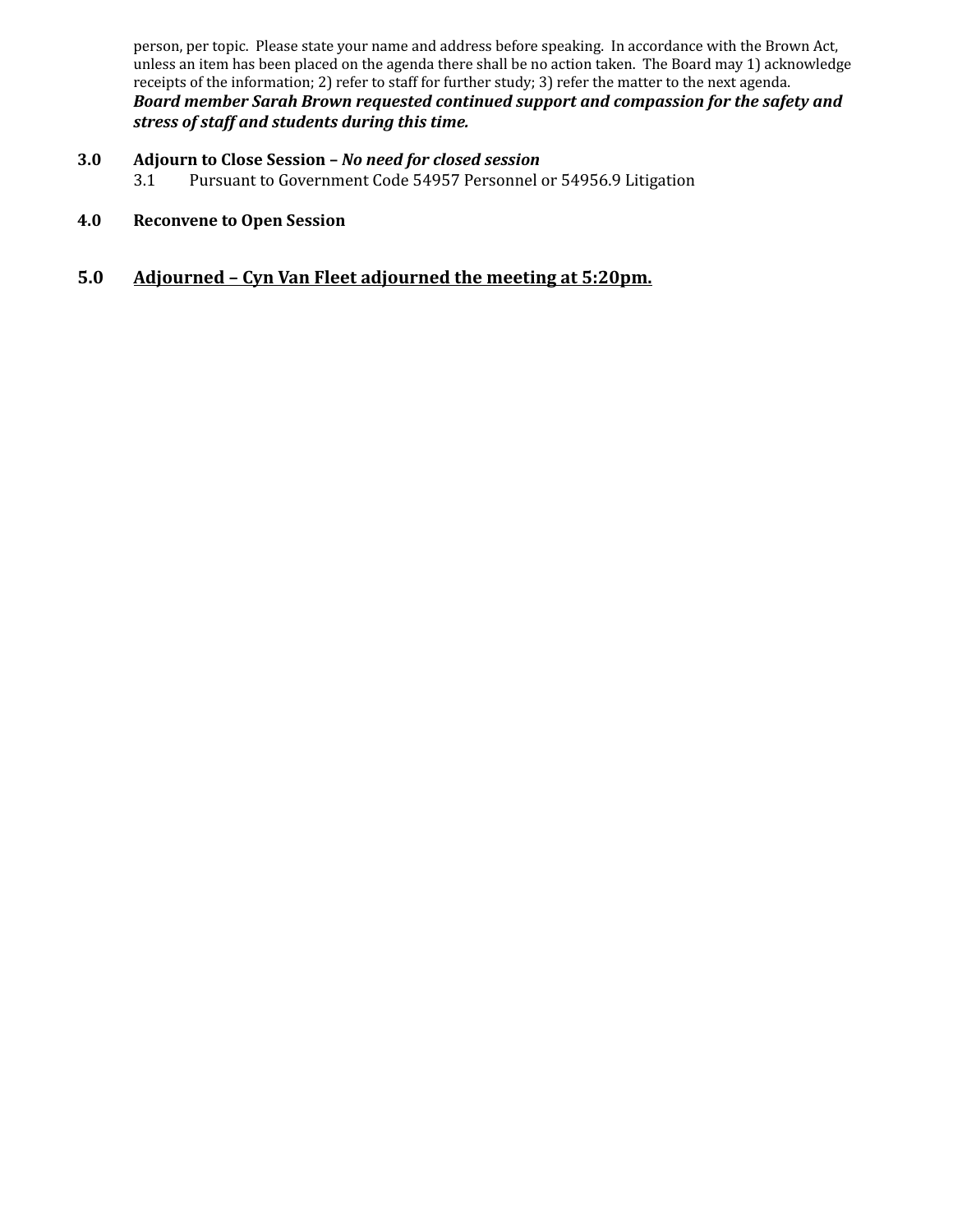person, per topic. Please state your name and address before speaking. In accordance with the Brown Act, unless an item has been placed on the agenda there shall be no action taken. The Board may 1) acknowledge receipts of the information; 2) refer to staff for further study; 3) refer the matter to the next agenda.
***Board member Sarah Brown requested continued support and compassion for the safety and stress of staff and students during this time.***

**3.0 Adjourn to Close Session –** ***No need for closed session***

3.1 Pursuant to Government Code 54957 Personnel or 54956.9 Litigation

**4.0 Reconvene to Open Session**

## 5.0 <u>Adjourned – Cyn Van Fleet adjourned the meeting at 5:20pm.</u>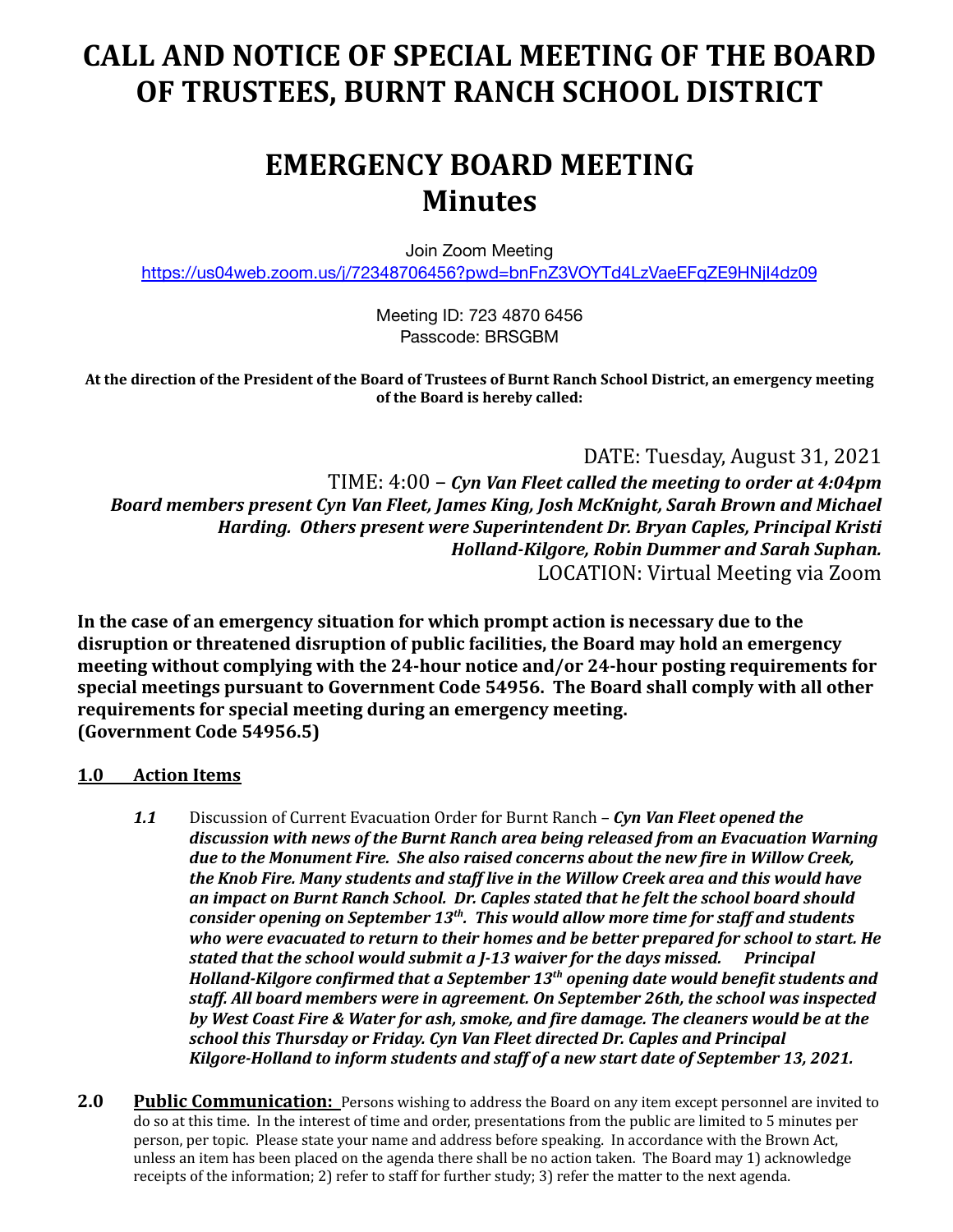# CALL AND NOTICE OF SPECIAL MEETING OF THE BOARD OF TRUSTEES, BURNT RANCH SCHOOL DISTRICT

# EMERGENCY BOARD MEETING
# Minutes

Join Zoom Meeting
https://us04web.zoom.us/j/72348706456?pwd=bnFnZ3VOYTd4LzVaeEFqZE9HNjl4dz09

Meeting ID: 723 4870 6456
Passcode: BRSGBM

**At the direction of the President of the Board of Trustees of Burnt Ranch School District, an emergency meeting of the Board is hereby called:**

DATE: Tuesday, August 31, 2021

TIME: 4:00 – ***Cyn Van Fleet called the meeting to order at 4:04pm***
***Board members present Cyn Van Fleet, James King, Josh McKnight, Sarah Brown and Michael Harding. Others present were Superintendent Dr. Bryan Caples, Principal Kristi Holland-Kilgore, Robin Dummer and Sarah Suphan.***

LOCATION: Virtual Meeting via Zoom

**In the case of an emergency situation for which prompt action is necessary due to the disruption or threatened disruption of public facilities, the Board may hold an emergency meeting without complying with the 24-hour notice and/or 24-hour posting requirements for special meetings pursuant to Government Code 54956. The Board shall comply with all other requirements for special meeting during an emergency meeting. (Government Code 54956.5)**

## 1.0 Action Items

***1.1*** Discussion of Current Evacuation Order for Burnt Ranch – ***Cyn Van Fleet opened the discussion with news of the Burnt Ranch area being released from an Evacuation Warning due to the Monument Fire. She also raised concerns about the new fire in Willow Creek, the Knob Fire. Many students and staff live in the Willow Creek area and this would have an impact on Burnt Ranch School. Dr. Caples stated that he felt the school board should consider opening on September 13th. This would allow more time for staff and students who were evacuated to return to their homes and be better prepared for school to start. He stated that the school would submit a J-13 waiver for the days missed. Principal Holland-Kilgore confirmed that a September 13th opening date would benefit students and staff. All board members were in agreement. On September 26th, the school was inspected by West Coast Fire & Water for ash, smoke, and fire damage. The cleaners would be at the school this Thursday or Friday. Cyn Van Fleet directed Dr. Caples and Principal Kilgore-Holland to inform students and staff of a new start date of September 13, 2021.***

**2.0** **Public Communication:** Persons wishing to address the Board on any item except personnel are invited to do so at this time. In the interest of time and order, presentations from the public are limited to 5 minutes per person, per topic. Please state your name and address before speaking. In accordance with the Brown Act, unless an item has been placed on the agenda there shall be no action taken. The Board may 1) acknowledge receipts of the information; 2) refer to staff for further study; 3) refer the matter to the next agenda.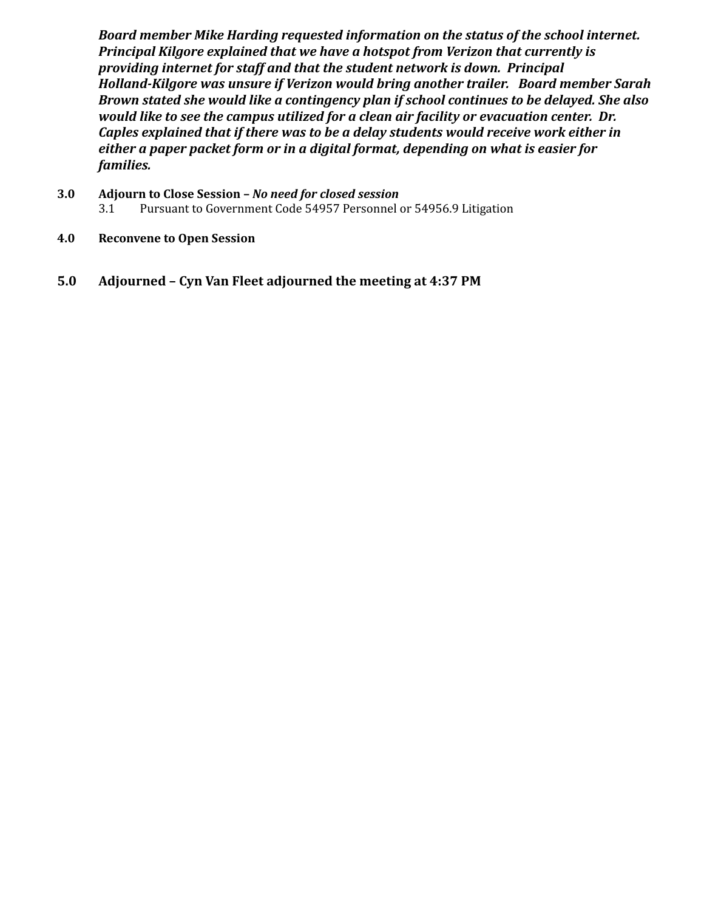***Board member Mike Harding requested information on the status of the school internet. Principal Kilgore explained that we have a hotspot from Verizon that currently is providing internet for staff and that the student network is down. Principal Holland-Kilgore was unsure if Verizon would bring another trailer. Board member Sarah Brown stated she would like a contingency plan if school continues to be delayed. She also would like to see the campus utilized for a clean air facility or evacuation center. Dr. Caples explained that if there was to be a delay students would receive work either in either a paper packet form or in a digital format, depending on what is easier for families.***

**3.0 Adjourn to Close Session –** ***No need for closed session***

3.1 Pursuant to Government Code 54957 Personnel or 54956.9 Litigation

**4.0 Reconvene to Open Session**

**5.0 Adjourned – Cyn Van Fleet adjourned the meeting at 4:37 PM**